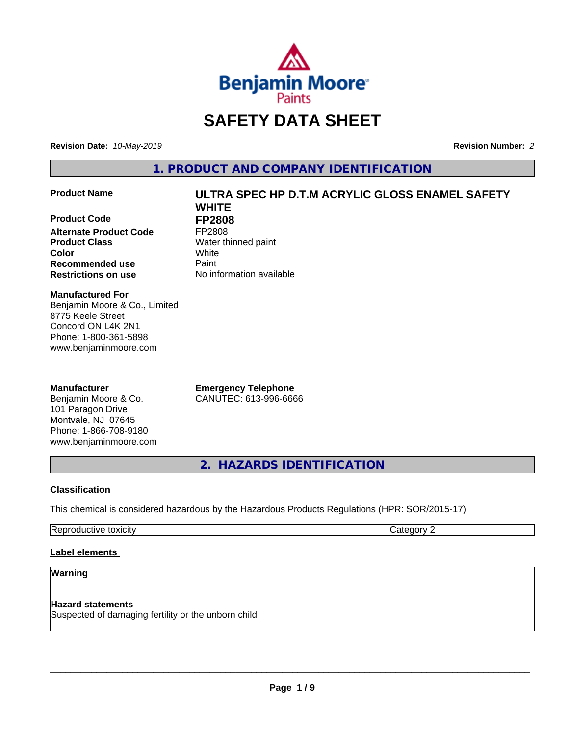# SAFETY DATA SHEET

**Revision Date:** *10-May-2019* **Revision Number:** *2*

## 1. PRODUCT AND COMPANY IDENTIFICATION

| | |
|---|---|
| **Product Name** | **ULTRA SPEC HP D.T.M ACRYLIC GLOSS ENAMEL SAFETY WHITE** |
| **Product Code** | **FP2808** |
| **Alternate Product Code** | FP2808 |
| **Product Class** | Water thinned paint |
| **Color** | White |
| **Recommended use** | Paint |
| **Restrictions on use** | No information available |

**Manufactured For**
Benjamin Moore & Co., Limited
8775 Keele Street
Concord ON L4K 2N1
Phone: 1-800-361-5898
www.benjaminmoore.com

**Manufacturer**
Benjamin Moore & Co.
101 Paragon Drive
Montvale, NJ 07645
Phone: 1-866-708-9180
www.benjaminmoore.com

**Emergency Telephone**
CANUTEC: 613-996-6666

## 2. HAZARDS IDENTIFICATION

**Classification**

This chemical is considered hazardous by the Hazardous Products Regulations (HPR: SOR/2015-17)

| | |
|---|---|
| Reproductive toxicity | Category 2 |

**Label elements**

**Warning**

**Hazard statements**
Suspected of damaging fertility or the unborn child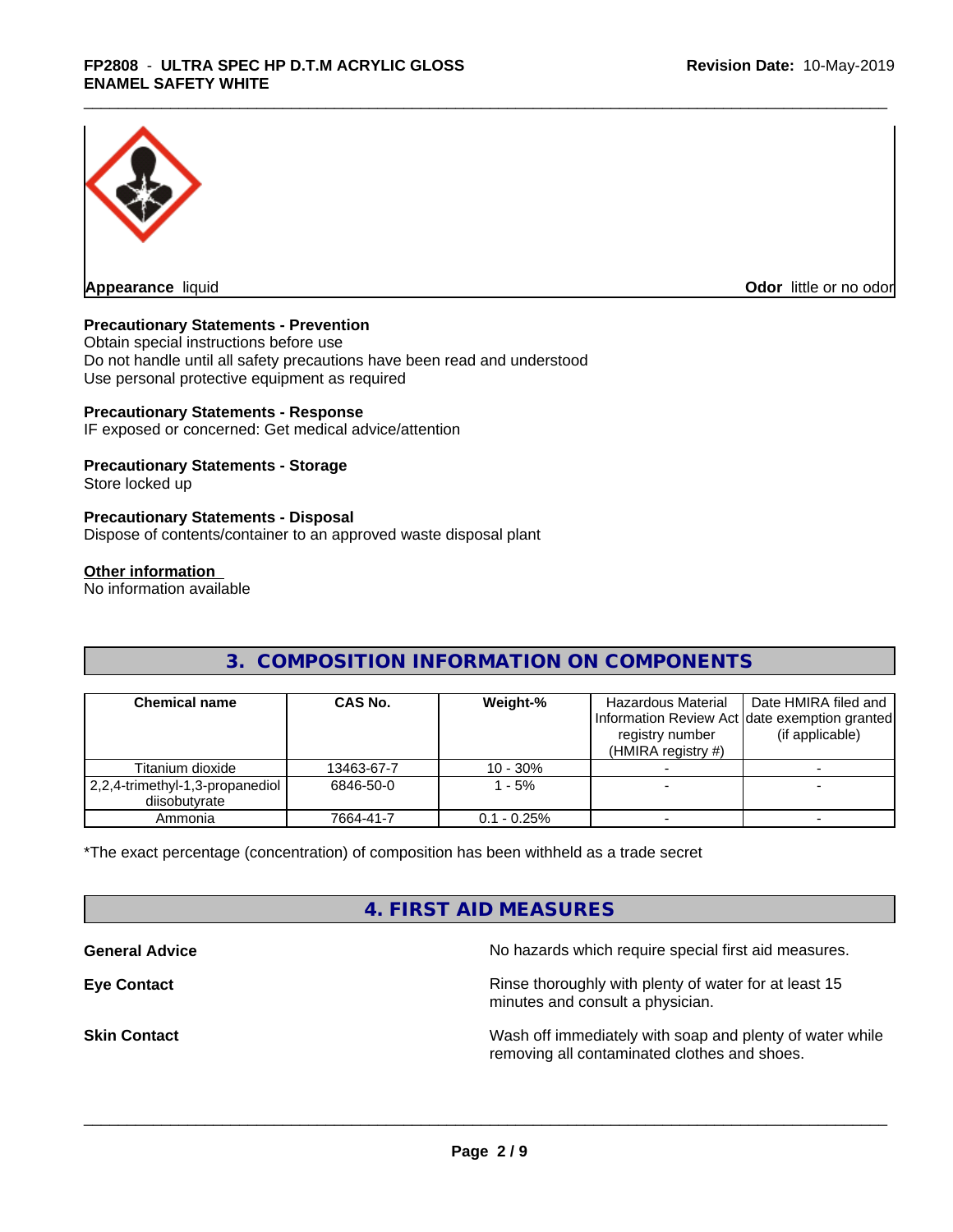**Appearance** liquid

**Odor** little or no odor

**Precautionary Statements - Prevention**

Obtain special instructions before use
Do not handle until all safety precautions have been read and understood
Use personal protective equipment as required

**Precautionary Statements - Response**

IF exposed or concerned: Get medical advice/attention

**Precautionary Statements - Storage**

Store locked up

**Precautionary Statements - Disposal**

Dispose of contents/container to an approved waste disposal plant

**Other information**

No information available

## 3. COMPOSITION INFORMATION ON COMPONENTS

| Chemical name | CAS No. | Weight-% | Hazardous Material Information Review Act registry number (HMIRA registry #) | Date HMIRA filed and date exemption granted (if applicable) |
|---|---|---|---|---|
| Titanium dioxide | 13463-67-7 | 10 - 30% | - | - |
| 2,2,4-trimethyl-1,3-propanediol diisobutyrate | 6846-50-0 | 1 - 5% | - | - |
| Ammonia | 7664-41-7 | 0.1 - 0.25% | - | - |

*The exact percentage (concentration) of composition has been withheld as a trade secret

## 4. FIRST AID MEASURES

**General Advice** No hazards which require special first aid measures.

**Eye Contact** Rinse thoroughly with plenty of water for at least 15 minutes and consult a physician.

**Skin Contact** Wash off immediately with soap and plenty of water while removing all contaminated clothes and shoes.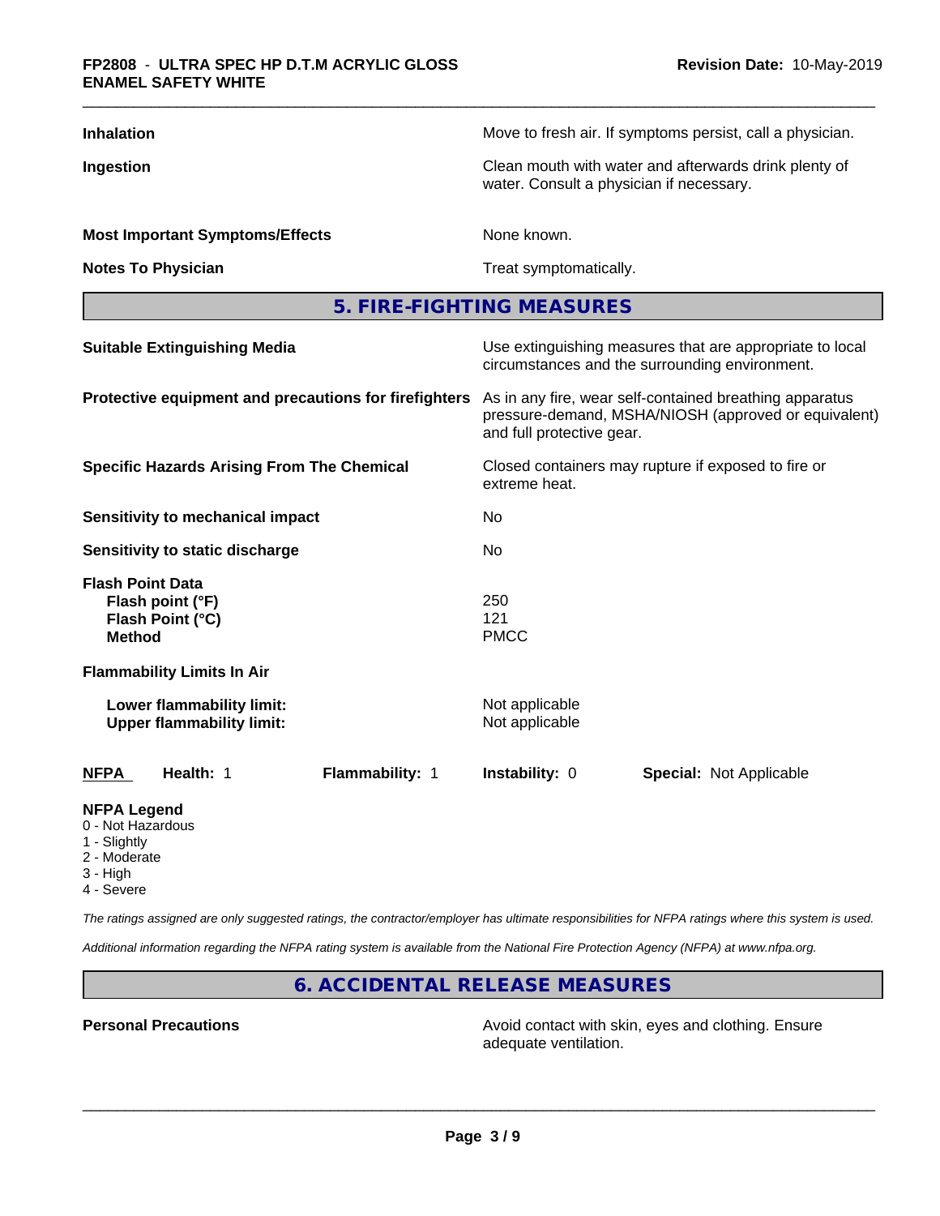| | |
|---|---|
| **Inhalation** | Move to fresh air. If symptoms persist, call a physician. |
| **Ingestion** | Clean mouth with water and afterwards drink plenty of water. Consult a physician if necessary. |
| **Most Important Symptoms/Effects** | None known. |
| **Notes To Physician** | Treat symptomatically. |

## 5. FIRE-FIGHTING MEASURES

| | |
|---|---|
| **Suitable Extinguishing Media** | Use extinguishing measures that are appropriate to local circumstances and the surrounding environment. |
| **Protective equipment and precautions for firefighters** | As in any fire, wear self-contained breathing apparatus pressure-demand, MSHA/NIOSH (approved or equivalent) and full protective gear. |
| **Specific Hazards Arising From The Chemical** | Closed containers may rupture if exposed to fire or extreme heat. |
| **Sensitivity to mechanical impact** | No |
| **Sensitivity to static discharge** | No |

**Flash Point Data**

| | |
|---|---|
| **Flash point (°F)** | 250 |
| **Flash Point (°C)** | 121 |
| **Method** | PMCC |

**Flammability Limits In Air**

| | |
|---|---|
| **Lower flammability limit:** | Not applicable |
| **Upper flammability limit:** | Not applicable |

| **NFPA** | **Health:** 1 | **Flammability:** 1 | **Instability:** 0 | **Special:** Not Applicable |
|---|---|---|---|---|

**NFPA Legend**
- 0 - Not Hazardous
- 1 - Slightly
- 2 - Moderate
- 3 - High
- 4 - Severe

*The ratings assigned are only suggested ratings, the contractor/employer has ultimate responsibilities for NFPA ratings where this system is used.*

*Additional information regarding the NFPA rating system is available from the National Fire Protection Agency (NFPA) at www.nfpa.org.*

## 6. ACCIDENTAL RELEASE MEASURES

| | |
|---|---|
| **Personal Precautions** | Avoid contact with skin, eyes and clothing. Ensure adequate ventilation. |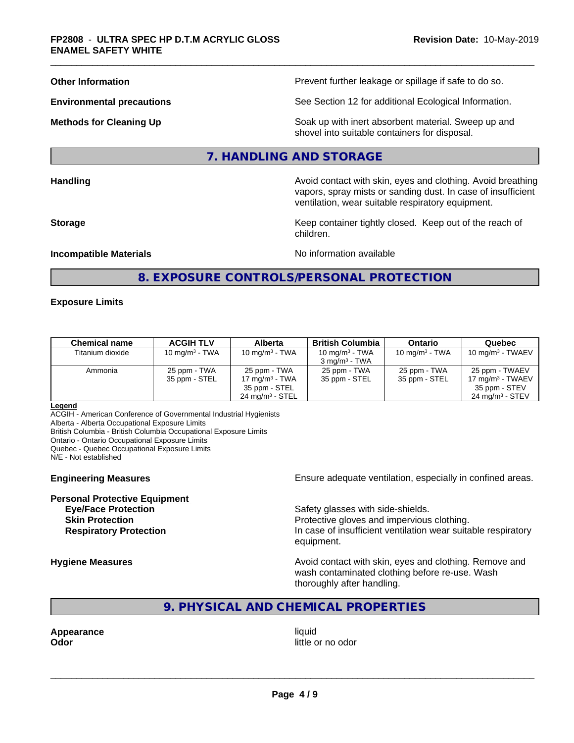**Other Information** Prevent further leakage or spillage if safe to do so.

**Environmental precautions** See Section 12 for additional Ecological Information.

**Methods for Cleaning Up** Soak up with inert absorbent material. Sweep up and shovel into suitable containers for disposal.

## 7. HANDLING AND STORAGE

**Handling** Avoid contact with skin, eyes and clothing. Avoid breathing vapors, spray mists or sanding dust. In case of insufficient ventilation, wear suitable respiratory equipment.

**Storage** Keep container tightly closed. Keep out of the reach of children.

**Incompatible Materials** No information available

## 8. EXPOSURE CONTROLS/PERSONAL PROTECTION

### Exposure Limits

| Chemical name | ACGIH TLV | Alberta | British Columbia | Ontario | Quebec |
|---|---|---|---|---|---|
| Titanium dioxide | 10 mg/m$^3$ - TWA | 10 mg/m$^3$ - TWA | 10 mg/m$^3$ - TWA<br>3 mg/m$^3$ - TWA | 10 mg/m$^3$ - TWA | 10 mg/m$^3$ - TWAEV |
| Ammonia | 25 ppm - TWA<br>35 ppm - STEL | 25 ppm - TWA<br>17 mg/m$^3$ - TWA<br>35 ppm - STEL<br>24 mg/m$^3$ - STEL | 25 ppm - TWA<br>35 ppm - STEL | 25 ppm - TWA<br>35 ppm - STEL | 25 ppm - TWAEV<br>17 mg/m$^3$ - TWAEV<br>35 ppm - STEV<br>24 mg/m$^3$ - STEV |

**Legend**
ACGIH - American Conference of Governmental Industrial Hygienists
Alberta - Alberta Occupational Exposure Limits
British Columbia - British Columbia Occupational Exposure Limits
Ontario - Ontario Occupational Exposure Limits
Quebec - Quebec Occupational Exposure Limits
N/E - Not established

**Engineering Measures** Ensure adequate ventilation, especially in confined areas.

**Personal Protective Equipment**

**Eye/Face Protection** Safety glasses with side-shields.
**Skin Protection** Protective gloves and impervious clothing.
**Respiratory Protection** In case of insufficient ventilation wear suitable respiratory equipment.

**Hygiene Measures** Avoid contact with skin, eyes and clothing. Remove and wash contaminated clothing before re-use. Wash thoroughly after handling.

## 9. PHYSICAL AND CHEMICAL PROPERTIES

**Appearance** liquid
**Odor** little or no odor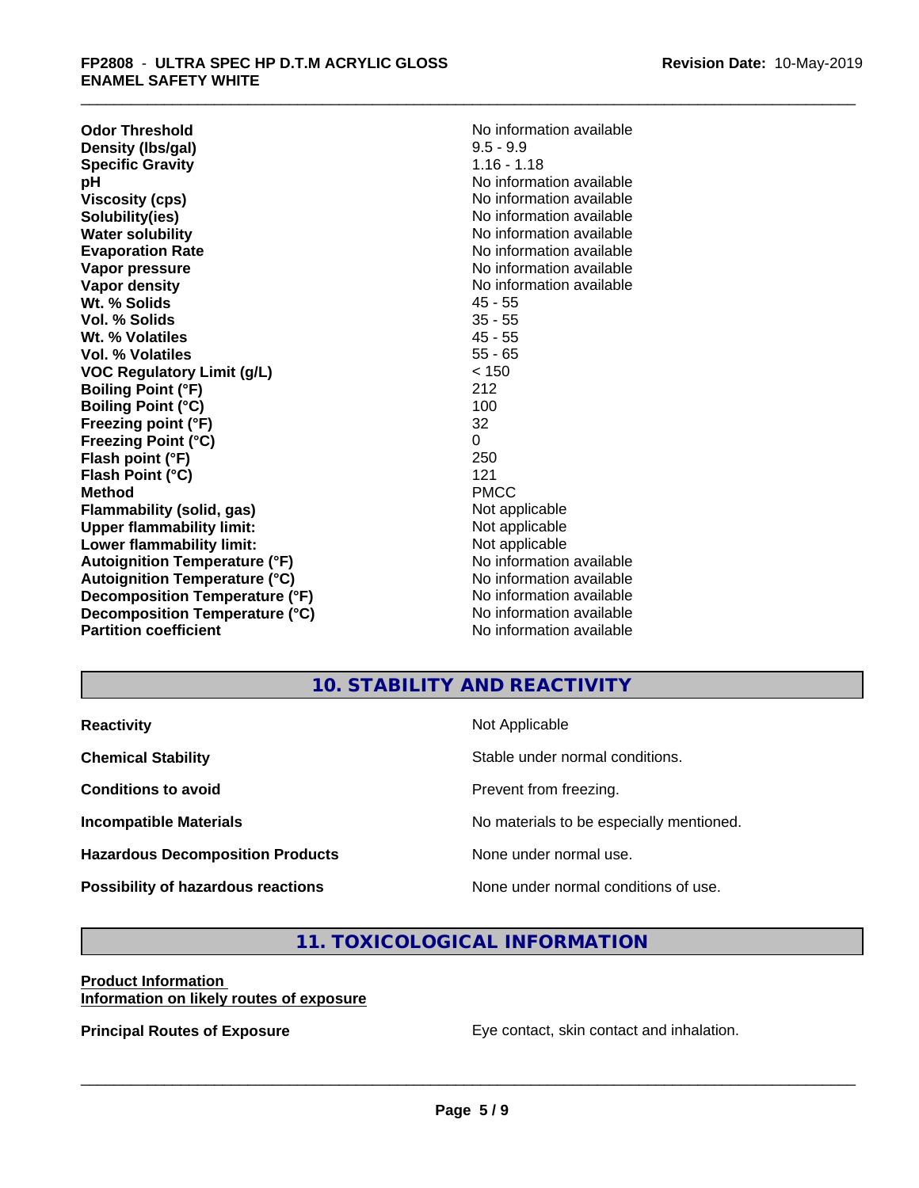| | |
|---|---|
| **Odor Threshold** | No information available |
| **Density (lbs/gal)** | 9.5 - 9.9 |
| **Specific Gravity** | 1.16 - 1.18 |
| **pH** | No information available |
| **Viscosity (cps)** | No information available |
| **Solubility(ies)** | No information available |
| **Water solubility** | No information available |
| **Evaporation Rate** | No information available |
| **Vapor pressure** | No information available |
| **Vapor density** | No information available |
| **Wt. % Solids** | 45 - 55 |
| **Vol. % Solids** | 35 - 55 |
| **Wt. % Volatiles** | 45 - 55 |
| **Vol. % Volatiles** | 55 - 65 |
| **VOC Regulatory Limit (g/L)** | < 150 |
| **Boiling Point (°F)** | 212 |
| **Boiling Point (°C)** | 100 |
| **Freezing point (°F)** | 32 |
| **Freezing Point (°C)** | 0 |
| **Flash point (°F)** | 250 |
| **Flash Point (°C)** | 121 |
| **Method** | PMCC |
| **Flammability (solid, gas)** | Not applicable |
| **Upper flammability limit:** | Not applicable |
| **Lower flammability limit:** | Not applicable |
| **Autoignition Temperature (°F)** | No information available |
| **Autoignition Temperature (°C)** | No information available |
| **Decomposition Temperature (°F)** | No information available |
| **Decomposition Temperature (°C)** | No information available |
| **Partition coefficient** | No information available |

## 10. STABILITY AND REACTIVITY

| | |
|---|---|
| **Reactivity** | Not Applicable |
| **Chemical Stability** | Stable under normal conditions. |
| **Conditions to avoid** | Prevent from freezing. |
| **Incompatible Materials** | No materials to be especially mentioned. |
| **Hazardous Decomposition Products** | None under normal use. |
| **Possibility of hazardous reactions** | None under normal conditions of use. |

## 11. TOXICOLOGICAL INFORMATION

**Product Information**
**Information on likely routes of exposure**

**Principal Routes of Exposure** Eye contact, skin contact and inhalation.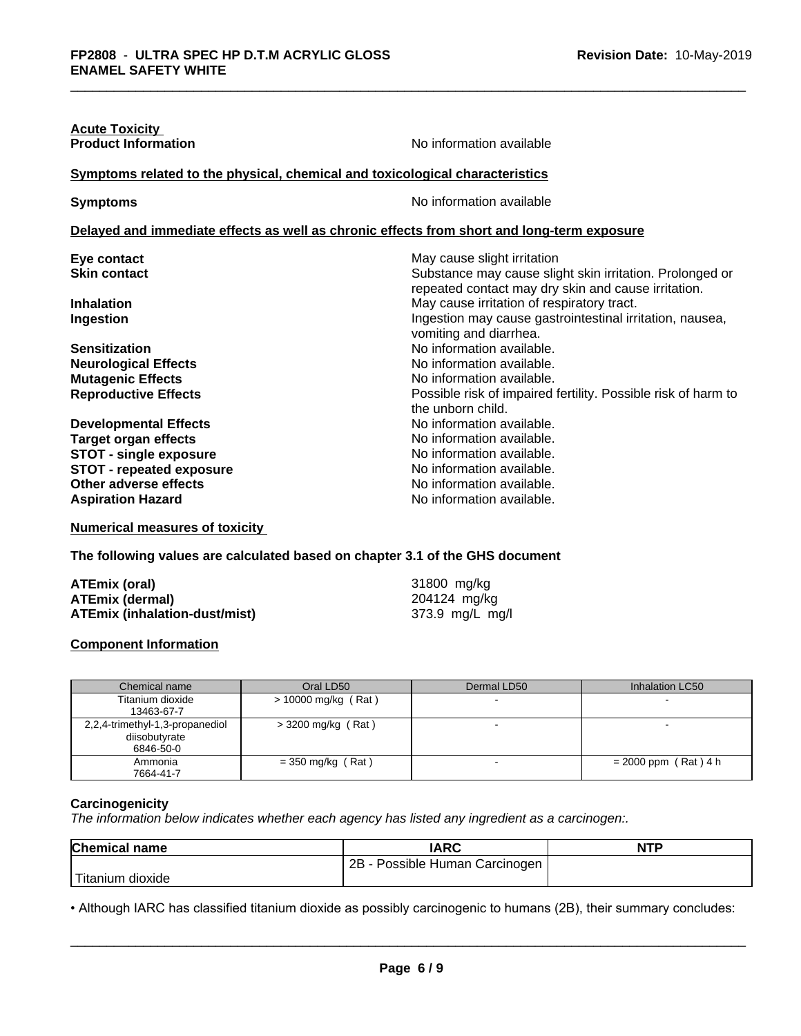**Acute Toxicity**

**Product Information** No information available

**Symptoms related to the physical, chemical and toxicological characteristics**

**Symptoms** No information available

**Delayed and immediate effects as well as chronic effects from short and long-term exposure**

**Eye contact** May cause slight irritation

**Skin contact** Substance may cause slight skin irritation. Prolonged or repeated contact may dry skin and cause irritation.

**Inhalation** May cause irritation of respiratory tract.

**Ingestion** Ingestion may cause gastrointestinal irritation, nausea, vomiting and diarrhea.

**Sensitization** No information available.

**Neurological Effects** No information available.

**Mutagenic Effects** No information available.

**Reproductive Effects** Possible risk of impaired fertility. Possible risk of harm to the unborn child.

**Developmental Effects** No information available.

**Target organ effects** No information available.

**STOT - single exposure** No information available.

**STOT - repeated exposure** No information available.

**Other adverse effects** No information available.

**Aspiration Hazard** No information available.

**Numerical measures of toxicity**

**The following values are calculated based on chapter 3.1 of the GHS document**

**ATEmix (oral)** 31800 mg/kg

**ATEmix (dermal)** 204124 mg/kg

**ATEmix (inhalation-dust/mist)** 373.9 mg/L mg/l

**Component Information**

| Chemical name | Oral LD50 | Dermal LD50 | Inhalation LC50 |
|---|---|---|---|
| Titanium dioxide 13463-67-7 | > 10000 mg/kg ( Rat ) | - | - |
| 2,2,4-trimethyl-1,3-propanediol diisobutyrate 6846-50-0 | > 3200 mg/kg ( Rat ) | - | - |
| Ammonia 7664-41-7 | = 350 mg/kg ( Rat ) | - | = 2000 ppm ( Rat ) 4 h |

**Carcinogenicity**

*The information below indicates whether each agency has listed any ingredient as a carcinogen:.*

| Chemical name | IARC | NTP |
|---|---|---|
| Titanium dioxide | 2B - Possible Human Carcinogen | |

• Although IARC has classified titanium dioxide as possibly carcinogenic to humans (2B), their summary concludes: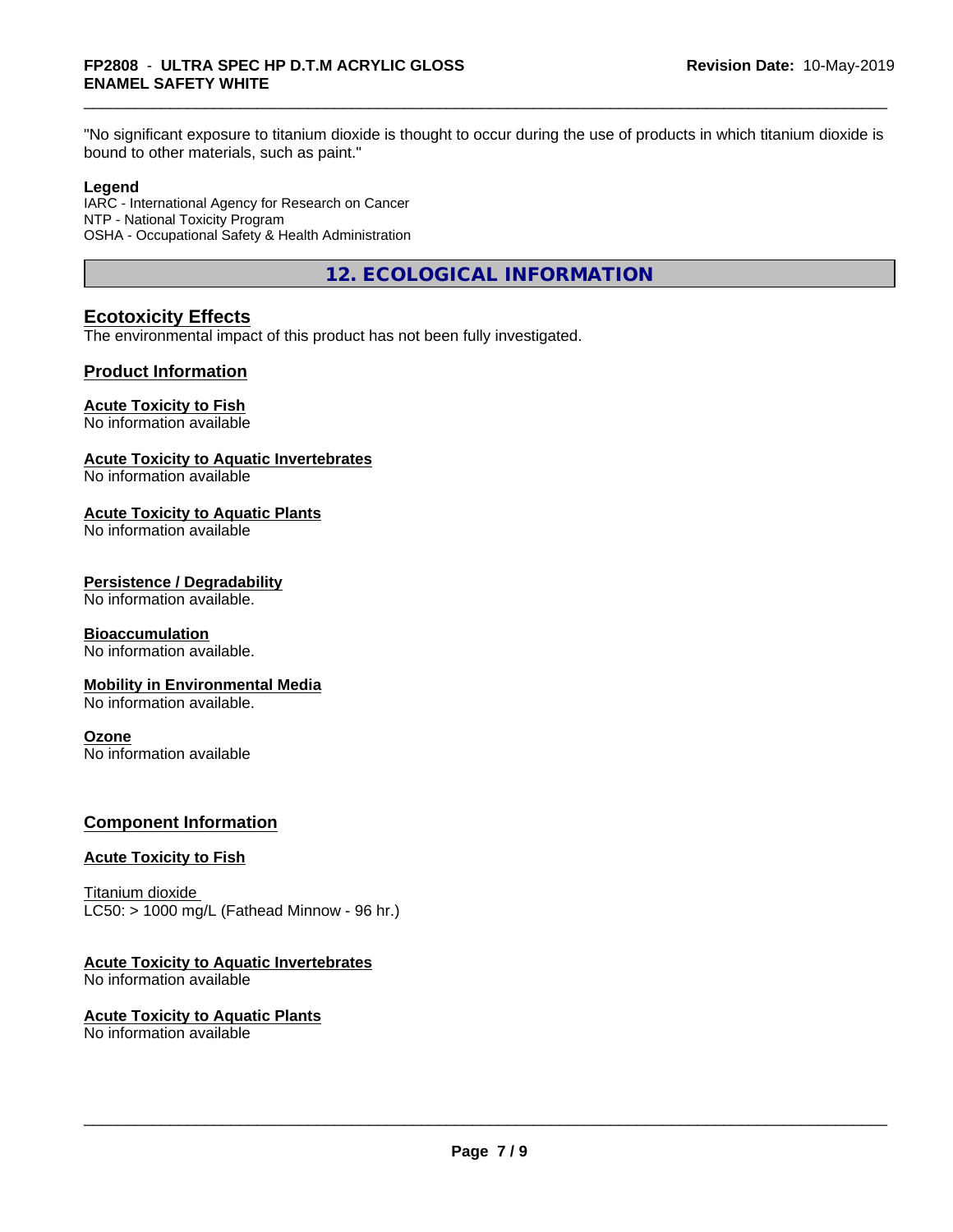"No significant exposure to titanium dioxide is thought to occur during the use of products in which titanium dioxide is bound to other materials, such as paint."

**Legend**

IARC - International Agency for Research on Cancer
NTP - National Toxicity Program
OSHA - Occupational Safety & Health Administration

## 12. ECOLOGICAL INFORMATION

### Ecotoxicity Effects

The environmental impact of this product has not been fully investigated.

### Product Information

**Acute Toxicity to Fish**
No information available

**Acute Toxicity to Aquatic Invertebrates**
No information available

**Acute Toxicity to Aquatic Plants**
No information available

**Persistence / Degradability**
No information available.

**Bioaccumulation**
No information available.

**Mobility in Environmental Media**
No information available.

**Ozone**
No information available

### Component Information

**Acute Toxicity to Fish**

Titanium dioxide
LC50: > 1000 mg/L (Fathead Minnow - 96 hr.)

**Acute Toxicity to Aquatic Invertebrates**
No information available

**Acute Toxicity to Aquatic Plants**
No information available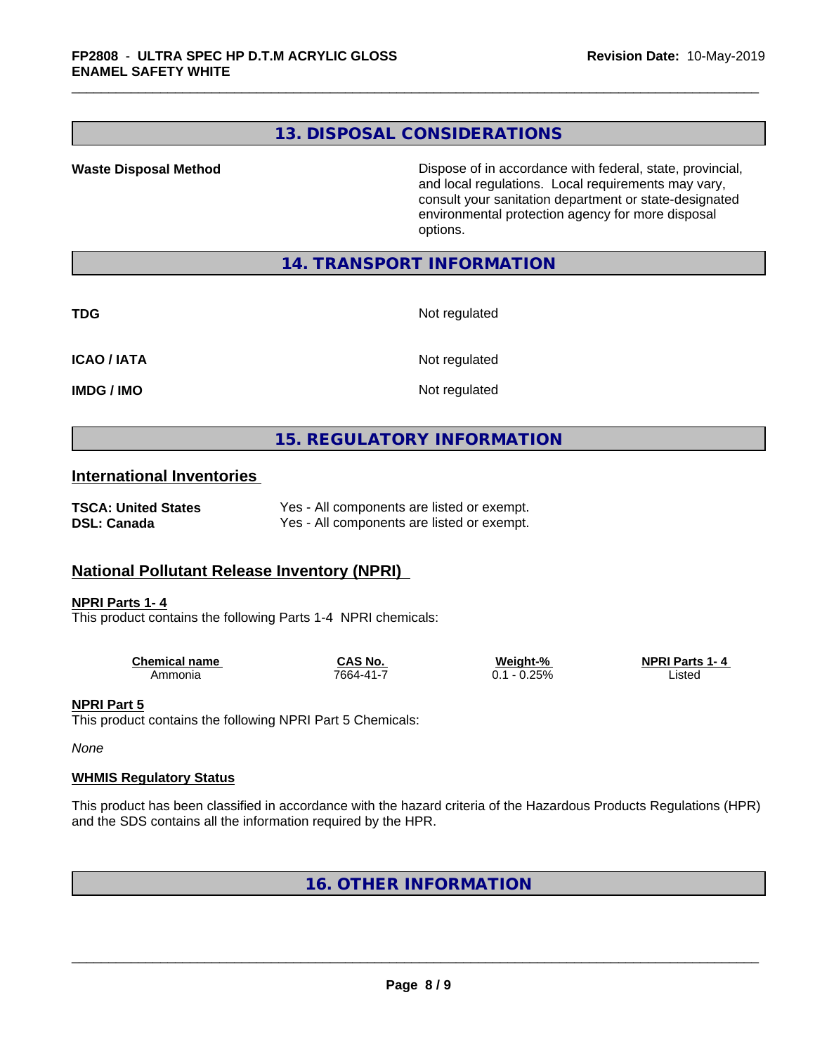## 13. DISPOSAL CONSIDERATIONS

| | |
|---|---|
| **Waste Disposal Method** | Dispose of in accordance with federal, state, provincial, and local regulations. Local requirements may vary, consult your sanitation department or state-designated environmental protection agency for more disposal options. |

## 14. TRANSPORT INFORMATION

| | |
|---|---|
| **TDG** | Not regulated |
| **ICAO / IATA** | Not regulated |
| **IMDG / IMO** | Not regulated |

## 15. REGULATORY INFORMATION

### International Inventories

| | |
|---|---|
| **TSCA: United States** | Yes - All components are listed or exempt. |
| **DSL: Canada** | Yes - All components are listed or exempt. |

### National Pollutant Release Inventory (NPRI)

**NPRI Parts 1- 4**

This product contains the following Parts 1-4 NPRI chemicals:

| Chemical name | CAS No. | Weight-% | NPRI Parts 1- 4 |
|---|---|---|---|
| Ammonia | 7664-41-7 | 0.1 - 0.25% | Listed |

**NPRI Part 5**

This product contains the following NPRI Part 5 Chemicals:

*None*

**WHMIS Regulatory Status**

This product has been classified in accordance with the hazard criteria of the Hazardous Products Regulations (HPR) and the SDS contains all the information required by the HPR.

## 16. OTHER INFORMATION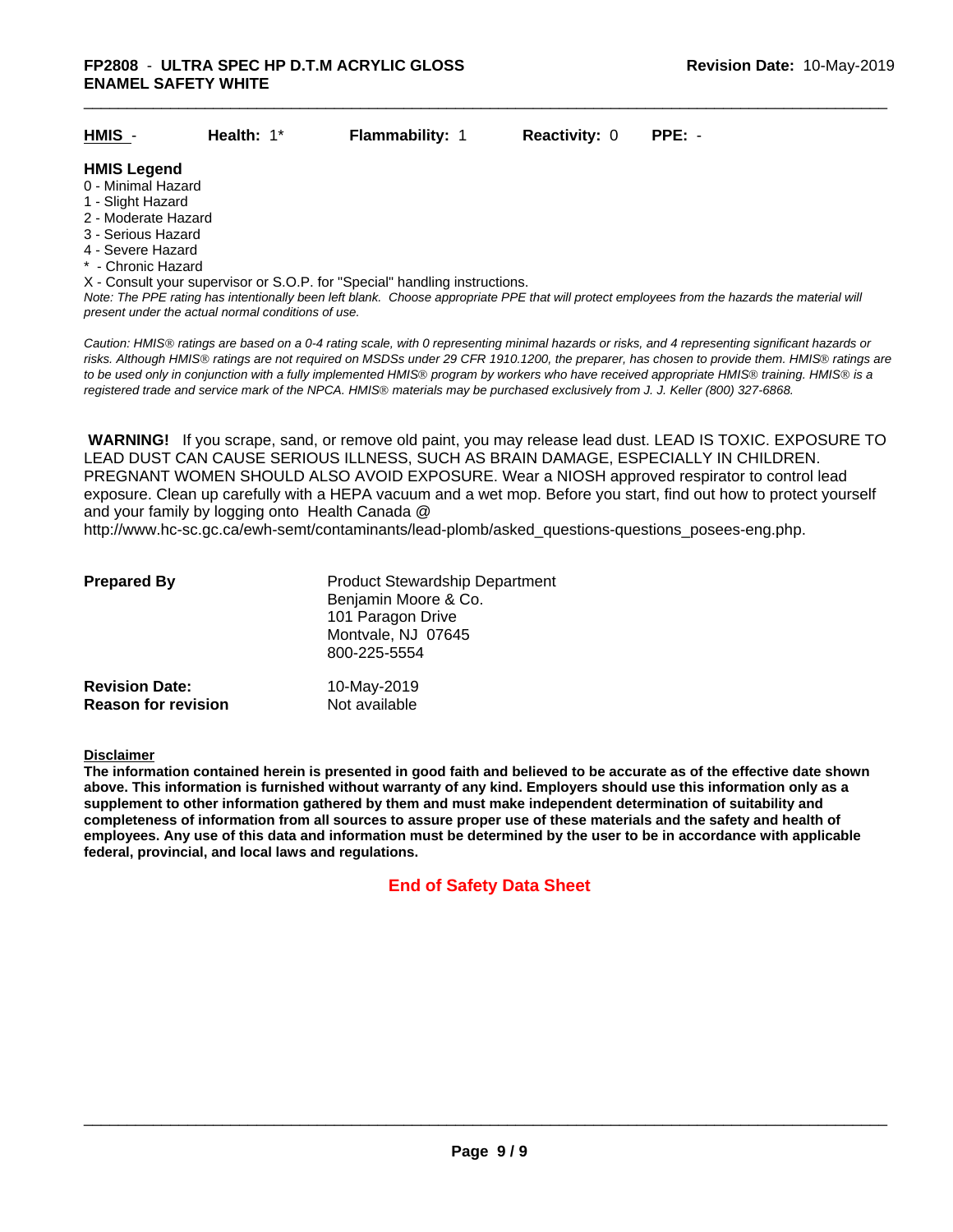| HMIS - | Health: 1* | Flammability: 1 | Reactivity: 0 | PPE: - |
|---|---|---|---|---|

**HMIS Legend**

0 - Minimal Hazard
1 - Slight Hazard
2 - Moderate Hazard
3 - Serious Hazard
4 - Severe Hazard
* - Chronic Hazard
X - Consult your supervisor or S.O.P. for "Special" handling instructions.

*Note: The PPE rating has intentionally been left blank. Choose appropriate PPE that will protect employees from the hazards the material will present under the actual normal conditions of use.*

*Caution: HMIS® ratings are based on a 0-4 rating scale, with 0 representing minimal hazards or risks, and 4 representing significant hazards or risks. Although HMIS® ratings are not required on MSDSs under 29 CFR 1910.1200, the preparer, has chosen to provide them. HMIS® ratings are to be used only in conjunction with a fully implemented HMIS® program by workers who have received appropriate HMIS® training. HMIS® is a registered trade and service mark of the NPCA. HMIS® materials may be purchased exclusively from J. J. Keller (800) 327-6868.*

**WARNING!** If you scrape, sand, or remove old paint, you may release lead dust. LEAD IS TOXIC. EXPOSURE TO LEAD DUST CAN CAUSE SERIOUS ILLNESS, SUCH AS BRAIN DAMAGE, ESPECIALLY IN CHILDREN. PREGNANT WOMEN SHOULD ALSO AVOID EXPOSURE. Wear a NIOSH approved respirator to control lead exposure. Clean up carefully with a HEPA vacuum and a wet mop. Before you start, find out how to protect yourself and your family by logging onto Health Canada @ http://www.hc-sc.gc.ca/ewh-semt/contaminants/lead-plomb/asked_questions-questions_posees-eng.php.

| | |
|---|---|
| **Prepared By** | Product Stewardship Department<br>Benjamin Moore & Co.<br>101 Paragon Drive<br>Montvale, NJ 07645<br>800-225-5554 |
| **Revision Date:** | 10-May-2019 |
| **Reason for revision** | Not available |

**Disclaimer**

**The information contained herein is presented in good faith and believed to be accurate as of the effective date shown above. This information is furnished without warranty of any kind. Employers should use this information only as a supplement to other information gathered by them and must make independent determination of suitability and completeness of information from all sources to assure proper use of these materials and the safety and health of employees. Any use of this data and information must be determined by the user to be in accordance with applicable federal, provincial, and local laws and regulations.**

**End of Safety Data Sheet**